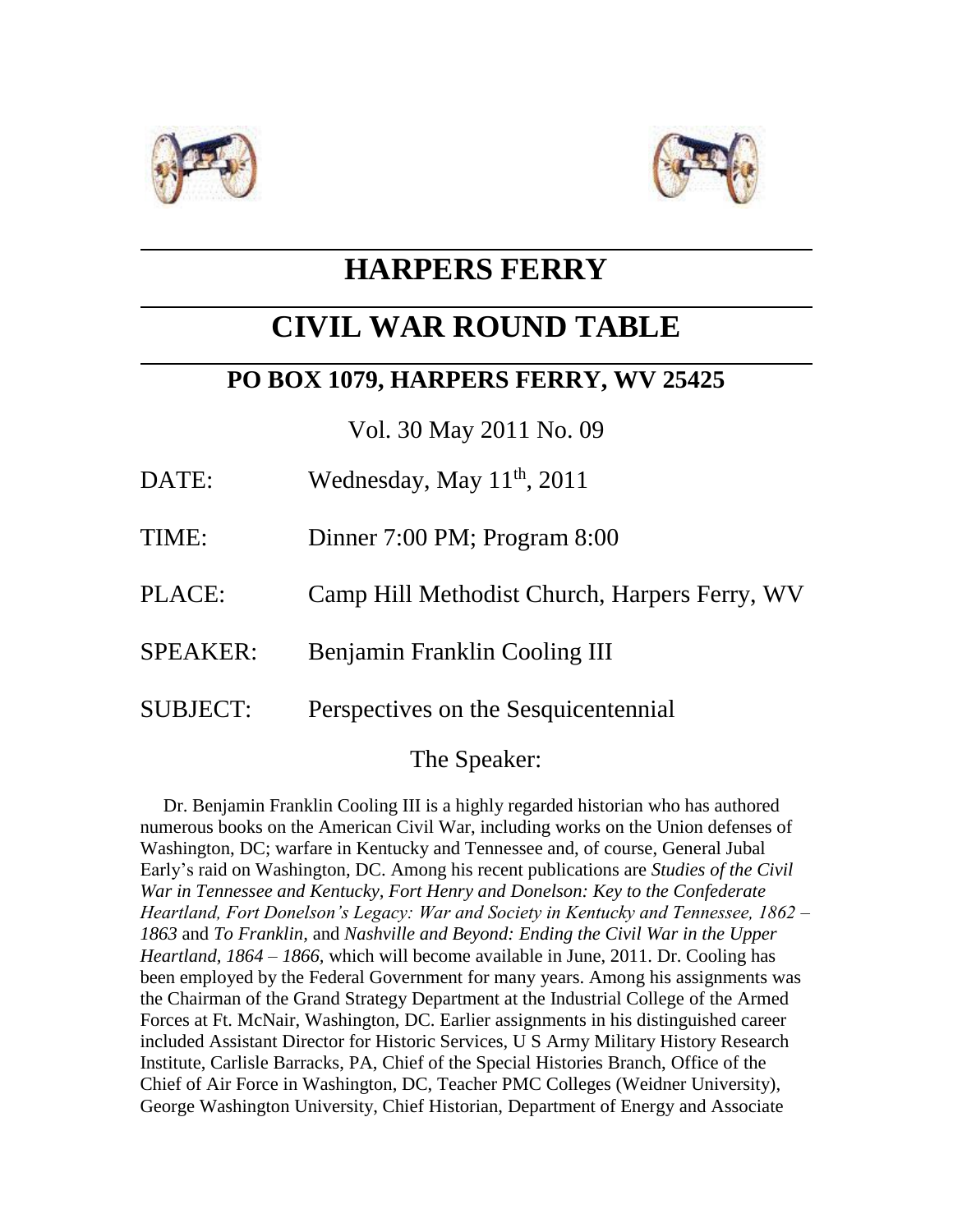# HARPERS FERRY

# CIVIL WAR ROUND TABLE

## PO BOX 1079, HARPERS FERRY, WV 25425

Vol. 30 May 2011 No. 09

DATE: Wednesday, May 11th, 2011

TIME: Dinner 7:00 PM; Program 8:00

PLACE: Camp Hill Methodist Church, Harpers Ferry, WV

SPEAKER: Benjamin Franklin Cooling III

SUBJECT: Perspectives on the Sesquicentennial

The Speaker:

Dr. Benjamin Franklin Cooling III is a highly regarded historian who has authored numerous books on the American Civil War, including works on the Union defenses of Washington, DC; warfare in Kentucky and Tennessee and, of course, General Jubal Early's raid on Washington, DC. Among his recent publications are *Studies of the Civil War in Tennessee and Kentucky, Fort Henry and Donelson: Key to the Confederate Heartland, Fort Donelson's Legacy: War and Society in Kentucky and Tennessee, 1862 – 1863* and *To Franklin,* and *Nashville and Beyond: Ending the Civil War in the Upper Heartland, 1864 – 1866,* which will become available in June, 2011. Dr. Cooling has been employed by the Federal Government for many years. Among his assignments was the Chairman of the Grand Strategy Department at the Industrial College of the Armed Forces at Ft. McNair, Washington, DC. Earlier assignments in his distinguished career included Assistant Director for Historic Services, U S Army Military History Research Institute, Carlisle Barracks, PA, Chief of the Special Histories Branch, Office of the Chief of Air Force in Washington, DC, Teacher PMC Colleges (Weidner University), George Washington University, Chief Historian, Department of Energy and Associate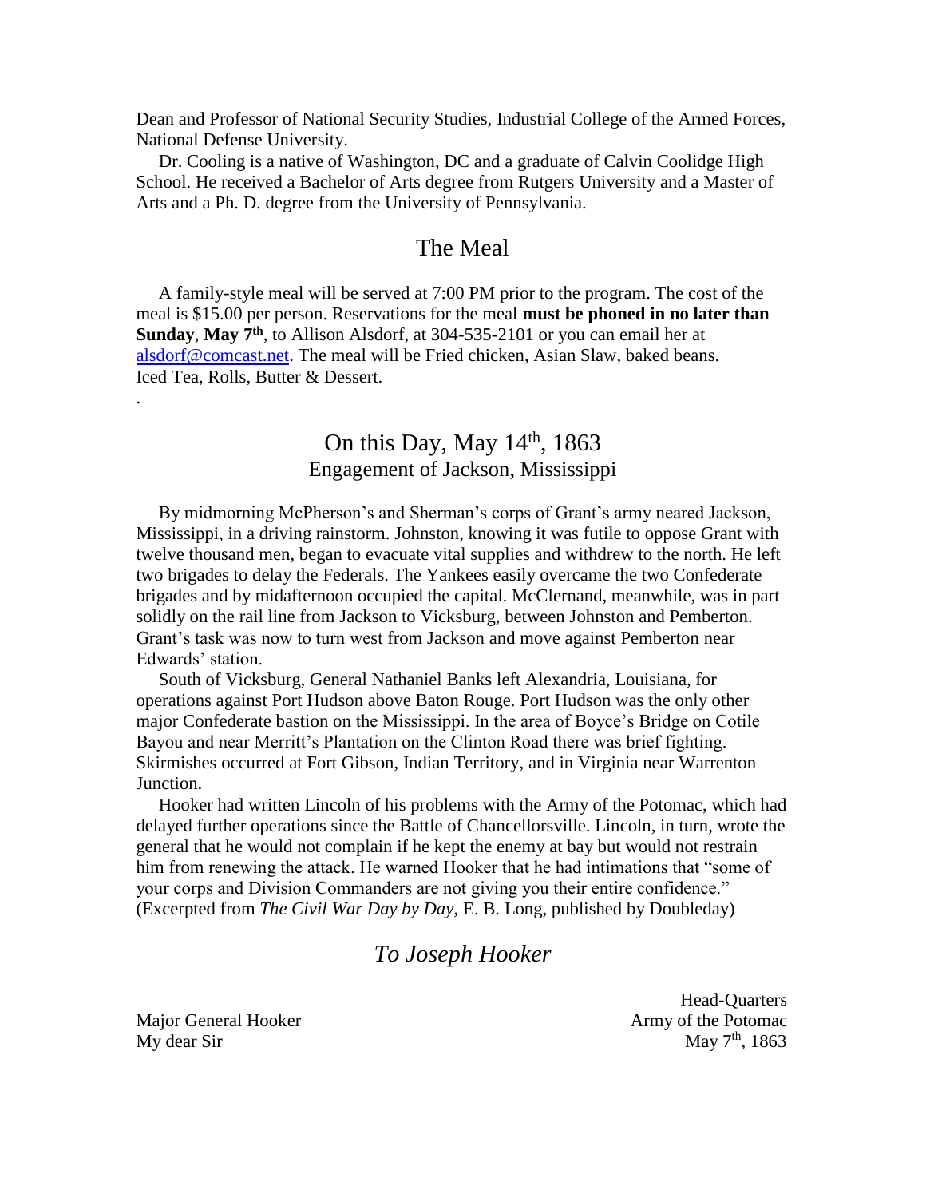Dean and Professor of National Security Studies, Industrial College of the Armed Forces, National Defense University.

Dr. Cooling is a native of Washington, DC and a graduate of Calvin Coolidge High School. He received a Bachelor of Arts degree from Rutgers University and a Master of Arts and a Ph. D. degree from the University of Pennsylvania.

## The Meal

A family-style meal will be served at 7:00 PM prior to the program. The cost of the meal is $15.00 per person. Reservations for the meal **must be phoned in no later than Sunday**, **May 7th**, to Allison Alsdorf, at 304-535-2101 or you can email her at alsdorf@comcast.net. The meal will be Fried chicken, Asian Slaw, baked beans. Iced Tea, Rolls, Butter & Dessert.

.

## On this Day, May 14th, 1863
### Engagement of Jackson, Mississippi

By midmorning McPherson's and Sherman's corps of Grant's army neared Jackson, Mississippi, in a driving rainstorm. Johnston, knowing it was futile to oppose Grant with twelve thousand men, began to evacuate vital supplies and withdrew to the north. He left two brigades to delay the Federals. The Yankees easily overcame the two Confederate brigades and by midafternoon occupied the capital. McClernand, meanwhile, was in part solidly on the rail line from Jackson to Vicksburg, between Johnston and Pemberton. Grant's task was now to turn west from Jackson and move against Pemberton near Edwards' station.

South of Vicksburg, General Nathaniel Banks left Alexandria, Louisiana, for operations against Port Hudson above Baton Rouge. Port Hudson was the only other major Confederate bastion on the Mississippi. In the area of Boyce's Bridge on Cotile Bayou and near Merritt's Plantation on the Clinton Road there was brief fighting. Skirmishes occurred at Fort Gibson, Indian Territory, and in Virginia near Warrenton Junction.

Hooker had written Lincoln of his problems with the Army of the Potomac, which had delayed further operations since the Battle of Chancellorsville. Lincoln, in turn, wrote the general that he would not complain if he kept the enemy at bay but would not restrain him from renewing the attack. He warned Hooker that he had intimations that "some of your corps and Division Commanders are not giving you their entire confidence." (Excerpted from *The Civil War Day by Day*, E. B. Long, published by Doubleday)

## *To Joseph Hooker*

Head-Quarters
Army of the Potomac
May 7th, 1863

Major General Hooker
My dear Sir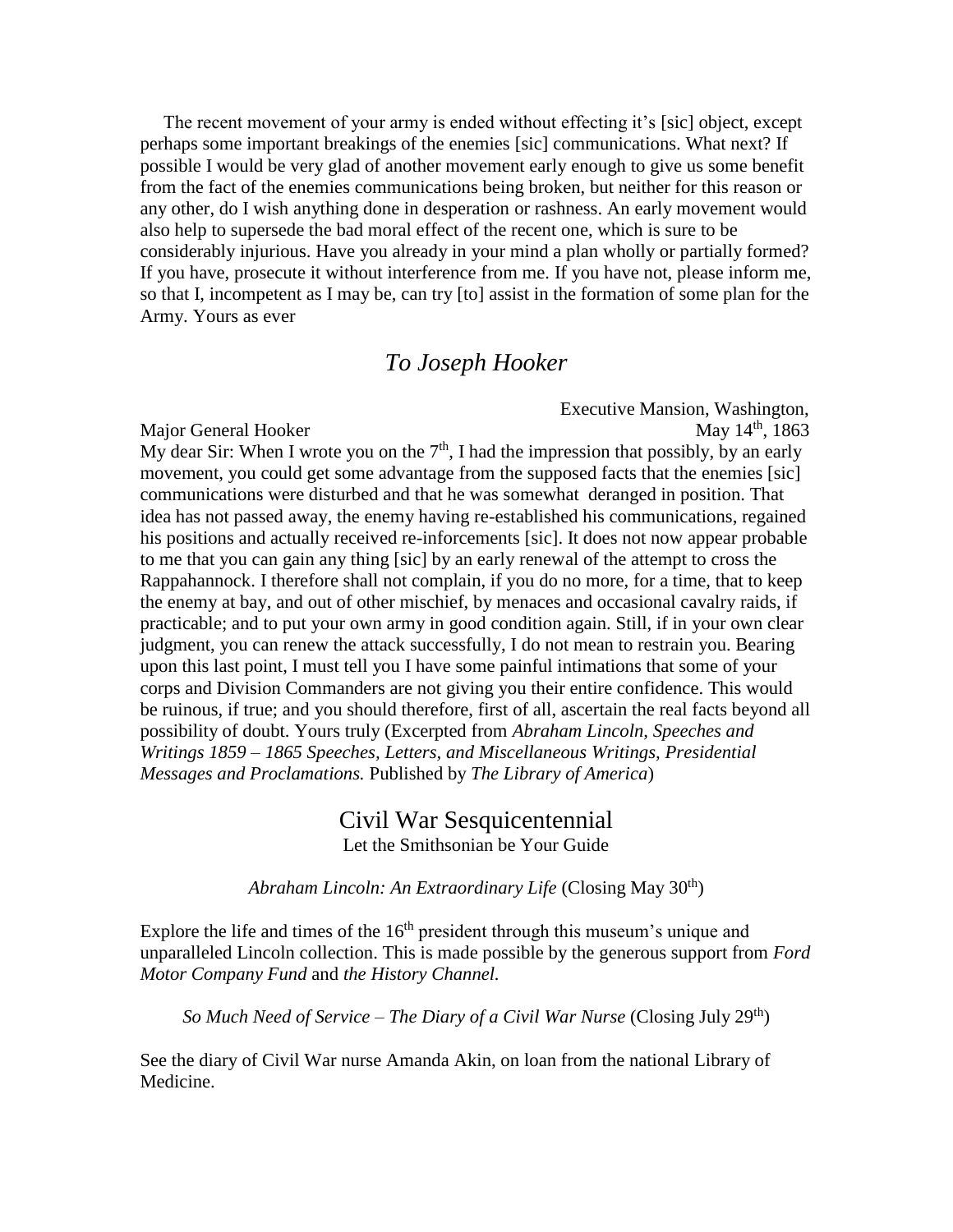The recent movement of your army is ended without effecting it's [sic] object, except perhaps some important breakings of the enemies [sic] communications. What next? If possible I would be very glad of another movement early enough to give us some benefit from the fact of the enemies communications being broken, but neither for this reason or any other, do I wish anything done in desperation or rashness. An early movement would also help to supersede the bad moral effect of the recent one, which is sure to be considerably injurious. Have you already in your mind a plan wholly or partially formed? If you have, prosecute it without interference from me. If you have not, please inform me, so that I, incompetent as I may be, can try [to] assist in the formation of some plan for the Army. Yours as ever

## *To Joseph Hooker*

Executive Mansion, Washington,

Major General Hooker May 14th, 1863

My dear Sir: When I wrote you on the 7th, I had the impression that possibly, by an early movement, you could get some advantage from the supposed facts that the enemies [sic] communications were disturbed and that he was somewhat deranged in position. That idea has not passed away, the enemy having re-established his communications, regained his positions and actually received re-inforcements [sic]. It does not now appear probable to me that you can gain any thing [sic] by an early renewal of the attempt to cross the Rappahannock. I therefore shall not complain, if you do no more, for a time, that to keep the enemy at bay, and out of other mischief, by menaces and occasional cavalry raids, if practicable; and to put your own army in good condition again. Still, if in your own clear judgment, you can renew the attack successfully, I do not mean to restrain you. Bearing upon this last point, I must tell you I have some painful intimations that some of your corps and Division Commanders are not giving you their entire confidence. This would be ruinous, if true; and you should therefore, first of all, ascertain the real facts beyond all possibility of doubt. Yours truly (Excerpted from *Abraham Lincoln, Speeches and Writings 1859 – 1865 Speeches, Letters, and Miscellaneous Writings, Presidential Messages and Proclamations.* Published by *The Library of America*)

## Civil War Sesquicentennial

Let the Smithsonian be Your Guide

*Abraham Lincoln: An Extraordinary Life* (Closing May 30th)

Explore the life and times of the 16th president through this museum's unique and unparalleled Lincoln collection. This is made possible by the generous support from *Ford Motor Company Fund* and *the History Channel.*

*So Much Need of Service – The Diary of a Civil War Nurse* (Closing July 29th)

See the diary of Civil War nurse Amanda Akin, on loan from the national Library of Medicine.